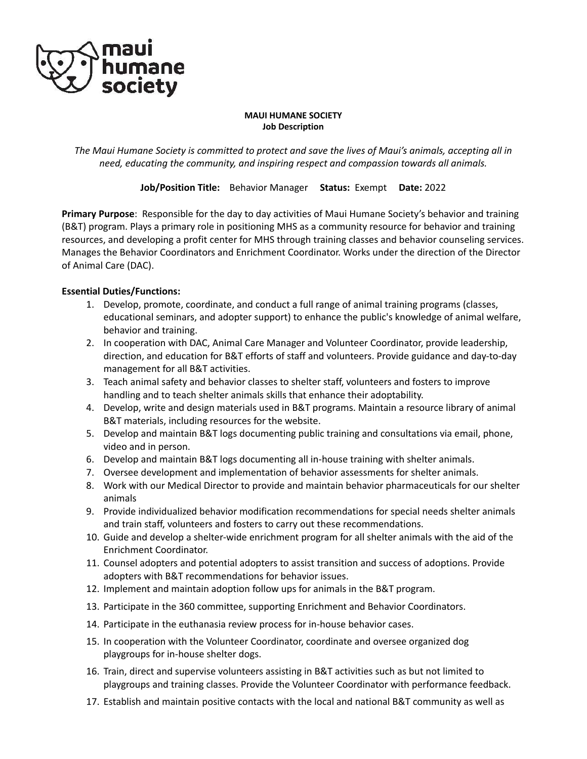**MAUI HUMANE SOCIETY**
**Job Description**

*The Maui Humane Society is committed to protect and save the lives of Maui's animals, accepting all in need, educating the community, and inspiring respect and compassion towards all animals.*

**Job/Position Title:** Behavior Manager **Status:** Exempt **Date:** 2022

**Primary Purpose**: Responsible for the day to day activities of Maui Humane Society's behavior and training (B&T) program. Plays a primary role in positioning MHS as a community resource for behavior and training resources, and developing a profit center for MHS through training classes and behavior counseling services. Manages the Behavior Coordinators and Enrichment Coordinator. Works under the direction of the Director of Animal Care (DAC).

**Essential Duties/Functions:**

1. Develop, promote, coordinate, and conduct a full range of animal training programs (classes, educational seminars, and adopter support) to enhance the public's knowledge of animal welfare, behavior and training.
2. In cooperation with DAC, Animal Care Manager and Volunteer Coordinator, provide leadership, direction, and education for B&T efforts of staff and volunteers. Provide guidance and day-to-day management for all B&T activities.
3. Teach animal safety and behavior classes to shelter staff, volunteers and fosters to improve handling and to teach shelter animals skills that enhance their adoptability.
4. Develop, write and design materials used in B&T programs. Maintain a resource library of animal B&T materials, including resources for the website.
5. Develop and maintain B&T logs documenting public training and consultations via email, phone, video and in person.
6. Develop and maintain B&T logs documenting all in-house training with shelter animals.
7. Oversee development and implementation of behavior assessments for shelter animals.
8. Work with our Medical Director to provide and maintain behavior pharmaceuticals for our shelter animals
9. Provide individualized behavior modification recommendations for special needs shelter animals and train staff, volunteers and fosters to carry out these recommendations.
10. Guide and develop a shelter-wide enrichment program for all shelter animals with the aid of the Enrichment Coordinator.
11. Counsel adopters and potential adopters to assist transition and success of adoptions. Provide adopters with B&T recommendations for behavior issues.
12. Implement and maintain adoption follow ups for animals in the B&T program.
13. Participate in the 360 committee, supporting Enrichment and Behavior Coordinators.
14. Participate in the euthanasia review process for in-house behavior cases.
15. In cooperation with the Volunteer Coordinator, coordinate and oversee organized dog playgroups for in-house shelter dogs.
16. Train, direct and supervise volunteers assisting in B&T activities such as but not limited to playgroups and training classes. Provide the Volunteer Coordinator with performance feedback.
17. Establish and maintain positive contacts with the local and national B&T community as well as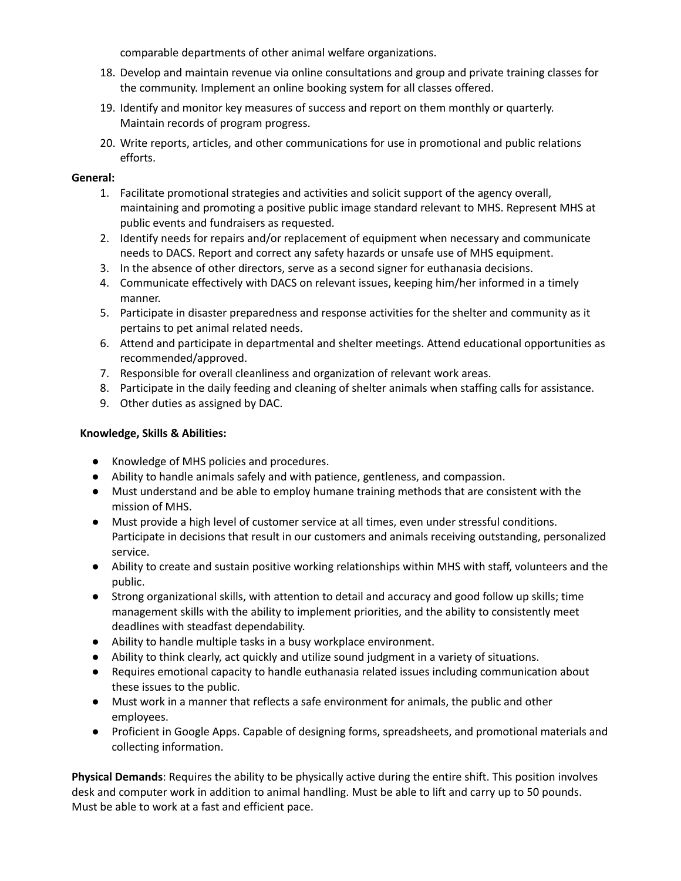comparable departments of other animal welfare organizations.

18. Develop and maintain revenue via online consultations and group and private training classes for the community. Implement an online booking system for all classes offered.
19. Identify and monitor key measures of success and report on them monthly or quarterly. Maintain records of program progress.
20. Write reports, articles, and other communications for use in promotional and public relations efforts.

**General:**

1. Facilitate promotional strategies and activities and solicit support of the agency overall, maintaining and promoting a positive public image standard relevant to MHS. Represent MHS at public events and fundraisers as requested.
2. Identify needs for repairs and/or replacement of equipment when necessary and communicate needs to DACS. Report and correct any safety hazards or unsafe use of MHS equipment.
3. In the absence of other directors, serve as a second signer for euthanasia decisions.
4. Communicate effectively with DACS on relevant issues, keeping him/her informed in a timely manner.
5. Participate in disaster preparedness and response activities for the shelter and community as it pertains to pet animal related needs.
6. Attend and participate in departmental and shelter meetings. Attend educational opportunities as recommended/approved.
7. Responsible for overall cleanliness and organization of relevant work areas.
8. Participate in the daily feeding and cleaning of shelter animals when staffing calls for assistance.
9. Other duties as assigned by DAC.

**Knowledge, Skills & Abilities:**

- Knowledge of MHS policies and procedures.
- Ability to handle animals safely and with patience, gentleness, and compassion.
- Must understand and be able to employ humane training methods that are consistent with the mission of MHS.
- Must provide a high level of customer service at all times, even under stressful conditions. Participate in decisions that result in our customers and animals receiving outstanding, personalized service.
- Ability to create and sustain positive working relationships within MHS with staff, volunteers and the public.
- Strong organizational skills, with attention to detail and accuracy and good follow up skills; time management skills with the ability to implement priorities, and the ability to consistently meet deadlines with steadfast dependability.
- Ability to handle multiple tasks in a busy workplace environment.
- Ability to think clearly, act quickly and utilize sound judgment in a variety of situations.
- Requires emotional capacity to handle euthanasia related issues including communication about these issues to the public.
- Must work in a manner that reflects a safe environment for animals, the public and other employees.
- Proficient in Google Apps. Capable of designing forms, spreadsheets, and promotional materials and collecting information.

**Physical Demands**: Requires the ability to be physically active during the entire shift. This position involves desk and computer work in addition to animal handling. Must be able to lift and carry up to 50 pounds. Must be able to work at a fast and efficient pace.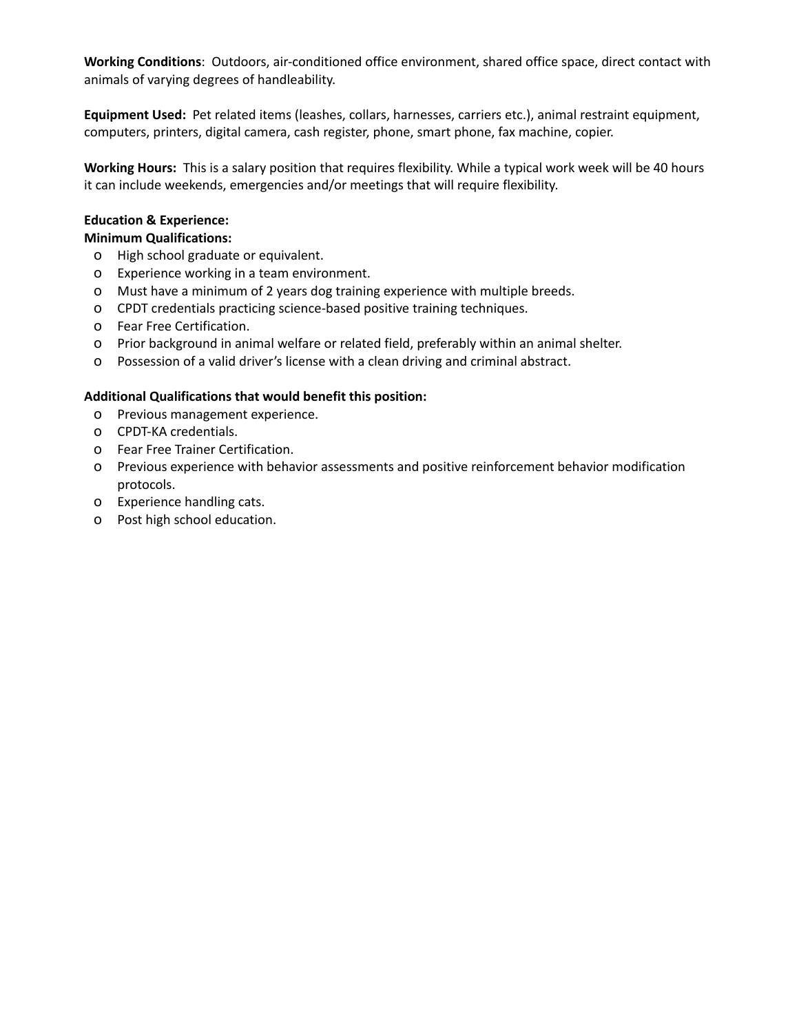**Working Conditions**: Outdoors, air-conditioned office environment, shared office space, direct contact with animals of varying degrees of handleability.

**Equipment Used:** Pet related items (leashes, collars, harnesses, carriers etc.), animal restraint equipment, computers, printers, digital camera, cash register, phone, smart phone, fax machine, copier.

**Working Hours:** This is a salary position that requires flexibility. While a typical work week will be 40 hours it can include weekends, emergencies and/or meetings that will require flexibility.

**Education & Experience:**

**Minimum Qualifications:**

- High school graduate or equivalent.
- Experience working in a team environment.
- Must have a minimum of 2 years dog training experience with multiple breeds.
- CPDT credentials practicing science-based positive training techniques.
- Fear Free Certification.
- Prior background in animal welfare or related field, preferably within an animal shelter.
- Possession of a valid driver's license with a clean driving and criminal abstract.

**Additional Qualifications that would benefit this position:**

- Previous management experience.
- CPDT-KA credentials.
- Fear Free Trainer Certification.
- Previous experience with behavior assessments and positive reinforcement behavior modification protocols.
- Experience handling cats.
- Post high school education.